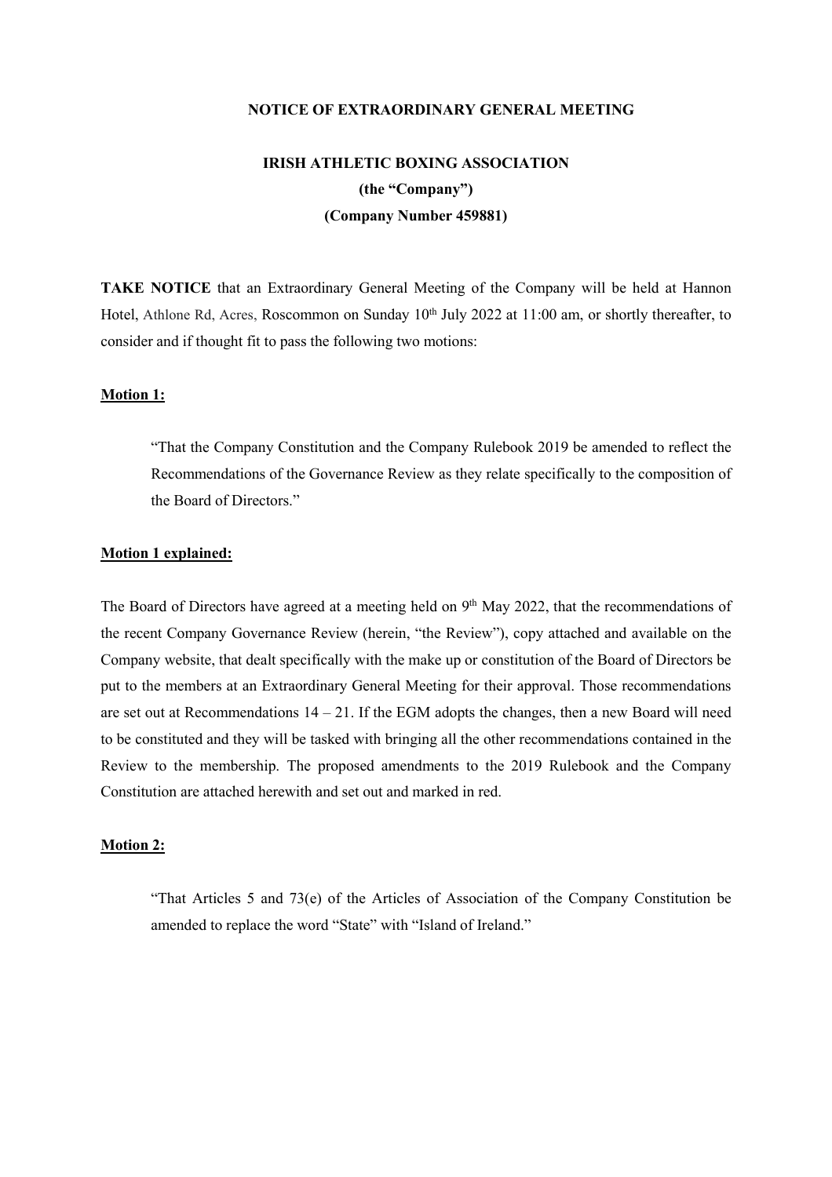**NOTICE OF EXTRAORDINARY GENERAL MEETING**

**IRISH ATHLETIC BOXING ASSOCIATION**
**(the "Company")**
**(Company Number 459881)**

**TAKE NOTICE** that an Extraordinary General Meeting of the Company will be held at Hannon Hotel, Athlone Rd, Acres, Roscommon on Sunday 10th July 2022 at 11:00 am, or shortly thereafter, to consider and if thought fit to pass the following two motions:

**Motion 1:**

> "That the Company Constitution and the Company Rulebook 2019 be amended to reflect the Recommendations of the Governance Review as they relate specifically to the composition of the Board of Directors."

**Motion 1 explained:**

The Board of Directors have agreed at a meeting held on 9th May 2022, that the recommendations of the recent Company Governance Review (herein, "the Review"), copy attached and available on the Company website, that dealt specifically with the make up or constitution of the Board of Directors be put to the members at an Extraordinary General Meeting for their approval. Those recommendations are set out at Recommendations 14 – 21. If the EGM adopts the changes, then a new Board will need to be constituted and they will be tasked with bringing all the other recommendations contained in the Review to the membership. The proposed amendments to the 2019 Rulebook and the Company Constitution are attached herewith and set out and marked in red.

**Motion 2:**

> "That Articles 5 and 73(e) of the Articles of Association of the Company Constitution be amended to replace the word "State" with "Island of Ireland."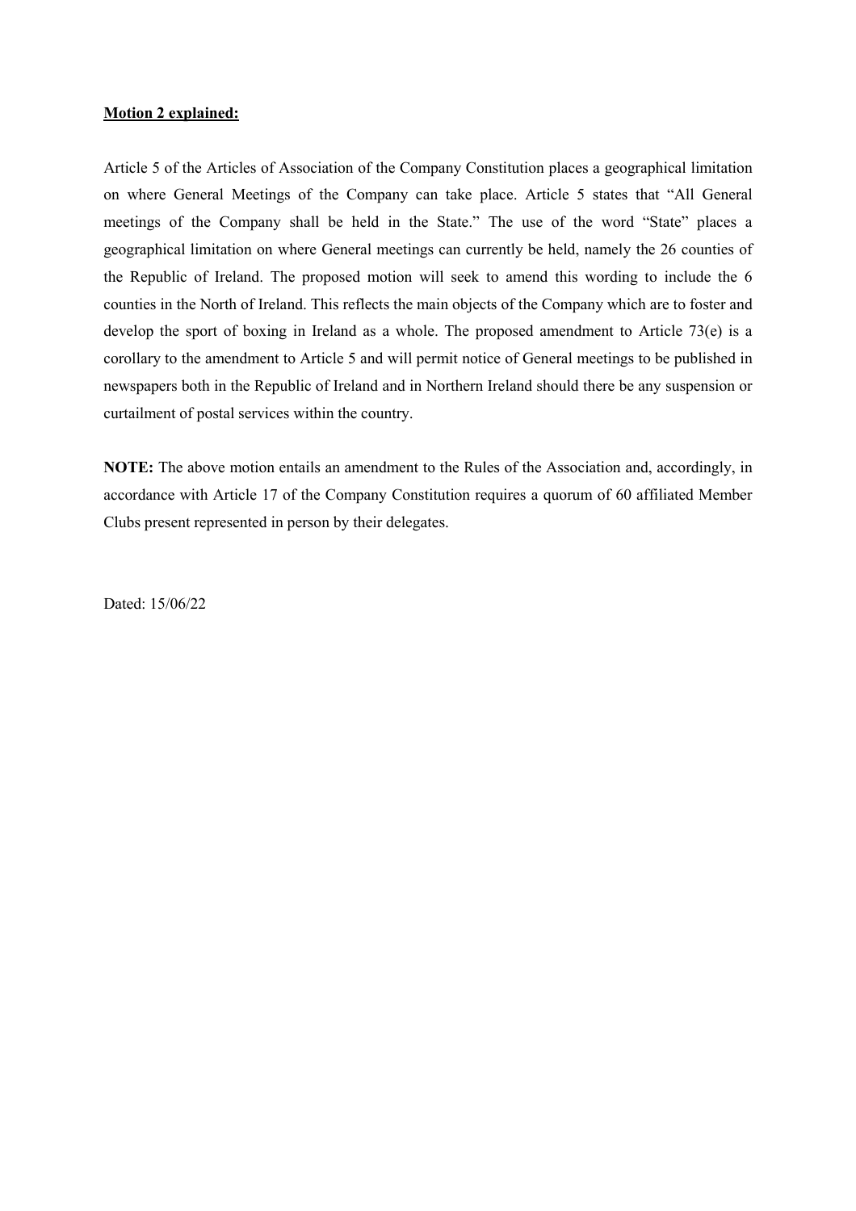**Motion 2 explained:**

Article 5 of the Articles of Association of the Company Constitution places a geographical limitation on where General Meetings of the Company can take place. Article 5 states that "All General meetings of the Company shall be held in the State." The use of the word "State" places a geographical limitation on where General meetings can currently be held, namely the 26 counties of the Republic of Ireland. The proposed motion will seek to amend this wording to include the 6 counties in the North of Ireland. This reflects the main objects of the Company which are to foster and develop the sport of boxing in Ireland as a whole. The proposed amendment to Article 73(e) is a corollary to the amendment to Article 5 and will permit notice of General meetings to be published in newspapers both in the Republic of Ireland and in Northern Ireland should there be any suspension or curtailment of postal services within the country.

**NOTE:** The above motion entails an amendment to the Rules of the Association and, accordingly, in accordance with Article 17 of the Company Constitution requires a quorum of 60 affiliated Member Clubs present represented in person by their delegates.

Dated: 15/06/22